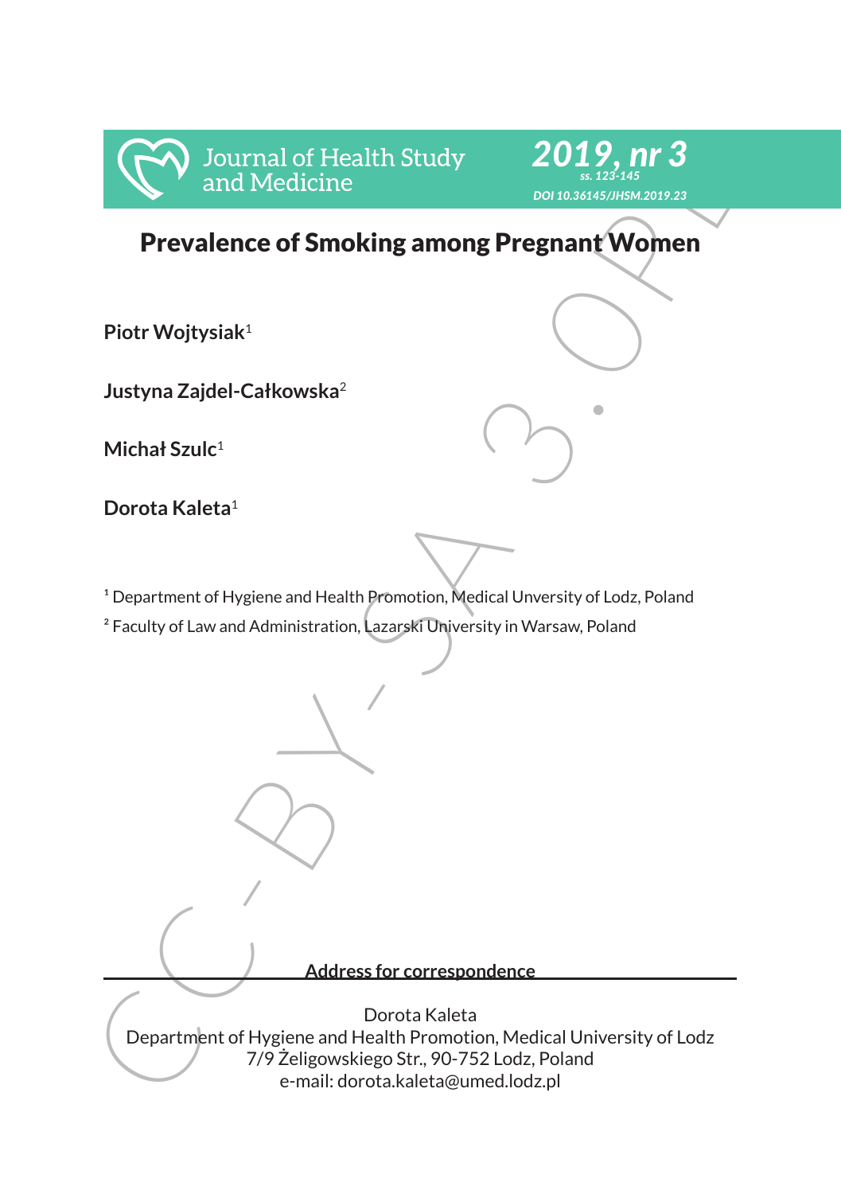# Prevalence of Smoking among Pregnant Women

**Piotr Wojtysiak**[1]

**Justyna Zajdel-Całkowska**[2]

**Michał Szulc**[1]

**Dorota Kaleta**[1]

[1] Department of Hygiene and Health Promotion, Medical Unversity of Lodz, Poland

[2] Faculty of Law and Administration, Lazarski University in Warsaw, Poland

**Address for correspondence**

Dorota Kaleta
Department of Hygiene and Health Promotion, Medical University of Lodz
7/9 Żeligowskiego Str., 90-752 Lodz, Poland
e-mail: dorota.kaleta@umed.lodz.pl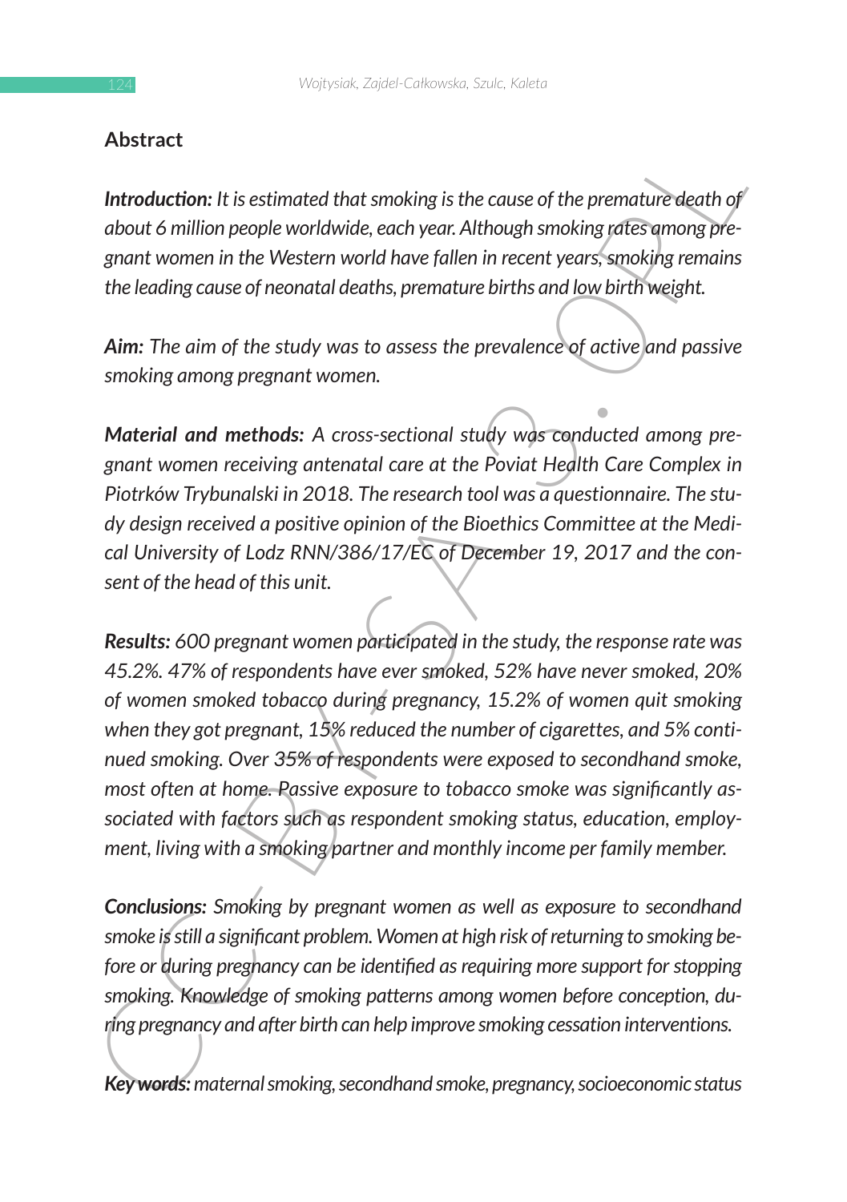## Abstract

***Introduction:*** *It is estimated that smoking is the cause of the premature death of about 6 million people worldwide, each year. Although smoking rates among pregnant women in the Western world have fallen in recent years, smoking remains the leading cause of neonatal deaths, premature births and low birth weight.*

***Aim:*** *The aim of the study was to assess the prevalence of active and passive smoking among pregnant women.*

***Material and methods:*** *A cross-sectional study was conducted among pregnant women receiving antenatal care at the Poviat Health Care Complex in Piotrków Trybunalski in 2018. The research tool was a questionnaire. The study design received a positive opinion of the Bioethics Committee at the Medical University of Lodz RNN/386/17/EC of December 19, 2017 and the consent of the head of this unit.*

***Results:*** *600 pregnant women participated in the study, the response rate was 45.2%. 47% of respondents have ever smoked, 52% have never smoked, 20% of women smoked tobacco during pregnancy, 15.2% of women quit smoking when they got pregnant, 15% reduced the number of cigarettes, and 5% continued smoking. Over 35% of respondents were exposed to secondhand smoke, most often at home. Passive exposure to tobacco smoke was significantly associated with factors such as respondent smoking status, education, employment, living with a smoking partner and monthly income per family member.*

***Conclusions:*** *Smoking by pregnant women as well as exposure to secondhand smoke is still a significant problem. Women at high risk of returning to smoking before or during pregnancy can be identified as requiring more support for stopping smoking. Knowledge of smoking patterns among women before conception, during pregnancy and after birth can help improve smoking cessation interventions.*

***Key words:*** *maternal smoking, secondhand smoke, pregnancy, socioeconomic status*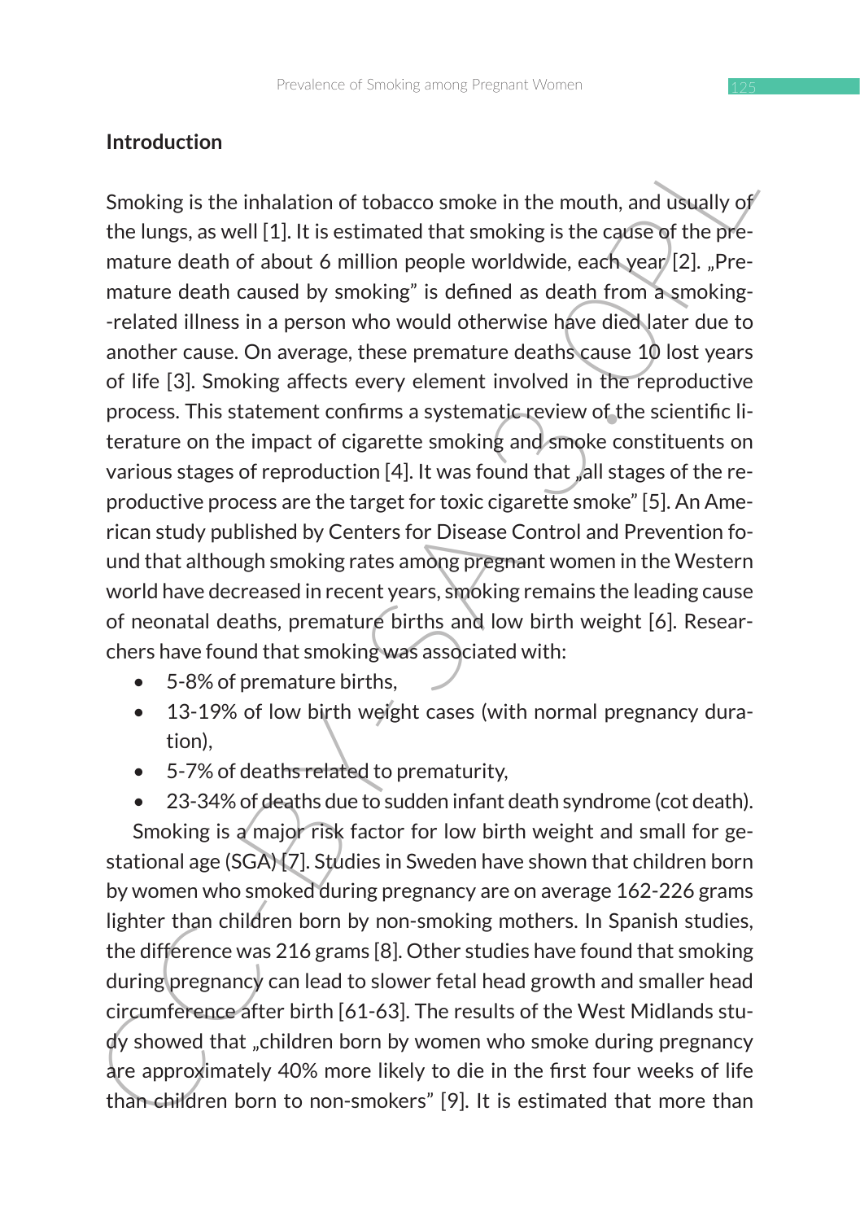## Introduction

Smoking is the inhalation of tobacco smoke in the mouth, and usually of the lungs, as well [1]. It is estimated that smoking is the cause of the premature death of about 6 million people worldwide, each year [2]. „Premature death caused by smoking" is defined as death from a smoking-related illness in a person who would otherwise have died later due to another cause. On average, these premature deaths cause 10 lost years of life [3]. Smoking affects every element involved in the reproductive process. This statement confirms a systematic review of the scientific literature on the impact of cigarette smoking and smoke constituents on various stages of reproduction [4]. It was found that „all stages of the reproductive process are the target for toxic cigarette smoke" [5]. An American study published by Centers for Disease Control and Prevention found that although smoking rates among pregnant women in the Western world have decreased in recent years, smoking remains the leading cause of neonatal deaths, premature births and low birth weight [6]. Researchers have found that smoking was associated with:

- 5-8% of premature births,
- 13-19% of low birth weight cases (with normal pregnancy duration),
- 5-7% of deaths related to prematurity,
- 23-34% of deaths due to sudden infant death syndrome (cot death).

Smoking is a major risk factor for low birth weight and small for gestational age (SGA) [7]. Studies in Sweden have shown that children born by women who smoked during pregnancy are on average 162-226 grams lighter than children born by non-smoking mothers. In Spanish studies, the difference was 216 grams [8]. Other studies have found that smoking during pregnancy can lead to slower fetal head growth and smaller head circumference after birth [61-63]. The results of the West Midlands study showed that „children born by women who smoke during pregnancy are approximately 40% more likely to die in the first four weeks of life than children born to non-smokers" [9]. It is estimated that more than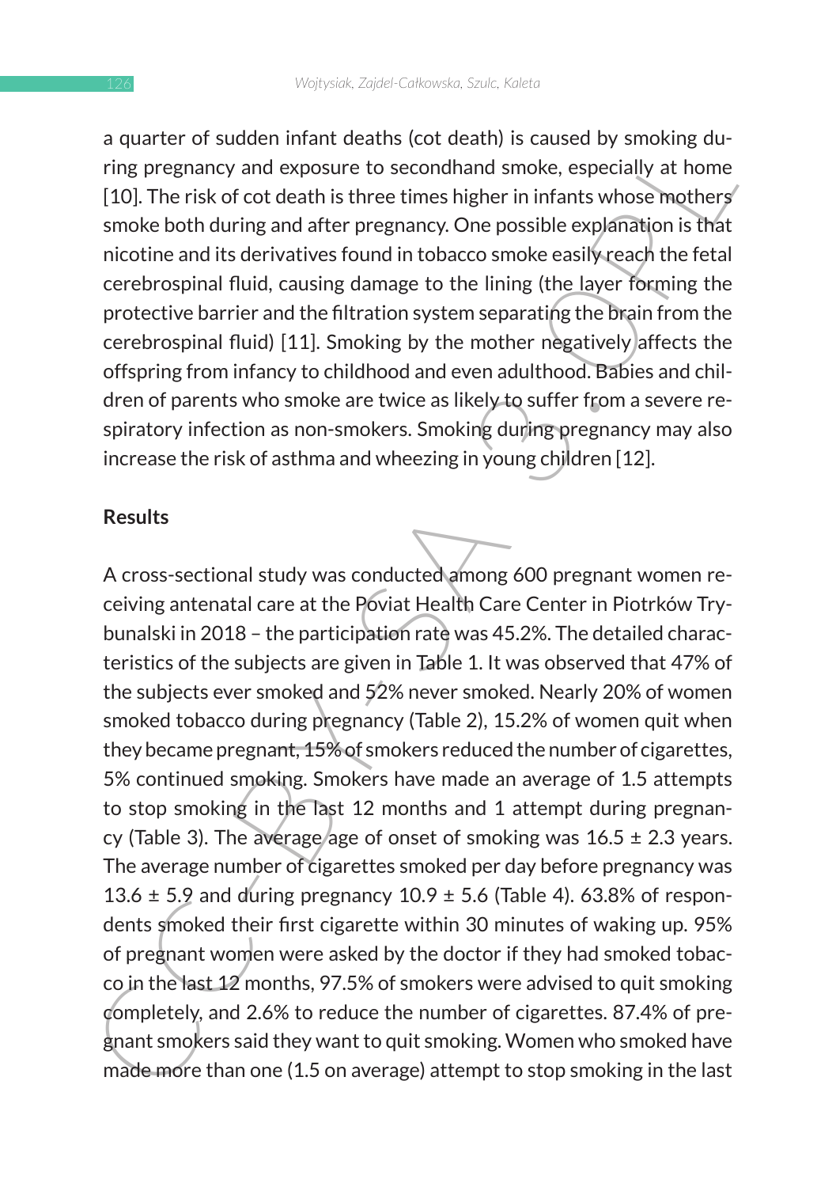a quarter of sudden infant deaths (cot death) is caused by smoking during pregnancy and exposure to secondhand smoke, especially at home [10]. The risk of cot death is three times higher in infants whose mothers smoke both during and after pregnancy. One possible explanation is that nicotine and its derivatives found in tobacco smoke easily reach the fetal cerebrospinal fluid, causing damage to the lining (the layer forming the protective barrier and the filtration system separating the brain from the cerebrospinal fluid) [11]. Smoking by the mother negatively affects the offspring from infancy to childhood and even adulthood. Babies and children of parents who smoke are twice as likely to suffer from a severe respiratory infection as non-smokers. Smoking during pregnancy may also increase the risk of asthma and wheezing in young children [12].

**Results**

A cross-sectional study was conducted among 600 pregnant women receiving antenatal care at the Poviat Health Care Center in Piotrków Trybunalski in 2018 – the participation rate was 45.2%. The detailed characteristics of the subjects are given in Table 1. It was observed that 47% of the subjects ever smoked and 52% never smoked. Nearly 20% of women smoked tobacco during pregnancy (Table 2), 15.2% of women quit when they became pregnant, 15% of smokers reduced the number of cigarettes, 5% continued smoking. Smokers have made an average of 1.5 attempts to stop smoking in the last 12 months and 1 attempt during pregnancy (Table 3). The average age of onset of smoking was 16.5 ± 2.3 years. The average number of cigarettes smoked per day before pregnancy was 13.6 ± 5.9 and during pregnancy 10.9 ± 5.6 (Table 4). 63.8% of respondents smoked their first cigarette within 30 minutes of waking up. 95% of pregnant women were asked by the doctor if they had smoked tobacco in the last 12 months, 97.5% of smokers were advised to quit smoking completely, and 2.6% to reduce the number of cigarettes. 87.4% of pregnant smokers said they want to quit smoking. Women who smoked have made more than one (1.5 on average) attempt to stop smoking in the last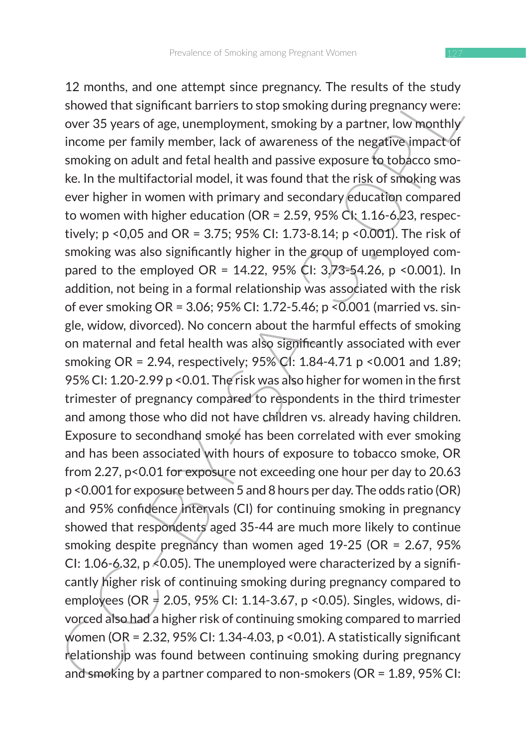12 months, and one attempt since pregnancy. The results of the study showed that significant barriers to stop smoking during pregnancy were: over 35 years of age, unemployment, smoking by a partner, low monthly income per family member, lack of awareness of the negative impact of smoking on adult and fetal health and passive exposure to tobacco smoke. In the multifactorial model, it was found that the risk of smoking was ever higher in women with primary and secondary education compared to women with higher education (OR = 2.59, 95% CI: 1.16-6.23, respectively; $p < 0{,}05$ and OR = 3.75; 95% CI: 1.73-8.14; $p < 0.001$). The risk of smoking was also significantly higher in the group of unemployed compared to the employed OR = 14.22, 95% CI: 3.73-54.26, $p < 0.001$). In addition, not being in a formal relationship was associated with the risk of ever smoking OR = 3.06; 95% CI: 1.72-5.46; $p < 0.001$ (married vs. single, widow, divorced). No concern about the harmful effects of smoking on maternal and fetal health was also significantly associated with ever smoking OR = 2.94, respectively; 95% CI: 1.84-4.71 $p < 0.001$ and 1.89; 95% CI: 1.20-2.99 $p < 0.01$. The risk was also higher for women in the first trimester of pregnancy compared to respondents in the third trimester and among those who did not have children vs. already having children. Exposure to secondhand smoke has been correlated with ever smoking and has been associated with hours of exposure to tobacco smoke, OR from 2.27, $p < 0.01$ for exposure not exceeding one hour per day to 20.63 $p < 0.001$ for exposure between 5 and 8 hours per day. The odds ratio (OR) and 95% confidence intervals (CI) for continuing smoking in pregnancy showed that respondents aged 35-44 are much more likely to continue smoking despite pregnancy than women aged 19-25 (OR = 2.67, 95% CI: 1.06-6.32, $p < 0.05$). The unemployed were characterized by a significantly higher risk of continuing smoking during pregnancy compared to employees (OR = 2.05, 95% CI: 1.14-3.67, $p < 0.05$). Singles, widows, divorced also had a higher risk of continuing smoking compared to married women (OR = 2.32, 95% CI: 1.34-4.03, $p < 0.01$). A statistically significant relationship was found between continuing smoking during pregnancy and smoking by a partner compared to non-smokers (OR = 1.89, 95% CI: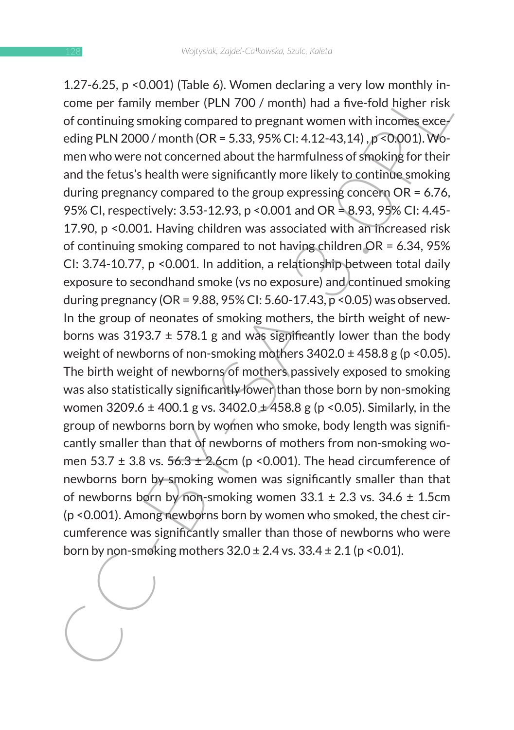1.27-6.25, $p < 0.001$) (Table 6). Women declaring a very low monthly income per family member (PLN 700 / month) had a five-fold higher risk of continuing smoking compared to pregnant women with incomes exceeding PLN 2000 / month (OR = 5.33, 95% CI: 4.12-43,14) , $p < 0.001$). Women who were not concerned about the harmfulness of smoking for their and the fetus's health were significantly more likely to continue smoking during pregnancy compared to the group expressing concern OR = 6.76, 95% CI, respectively: 3.53-12.93, $p < 0.001$ and OR = 8.93, 95% CI: 4.45-17.90, $p < 0.001$. Having children was associated with an increased risk of continuing smoking compared to not having children OR = 6.34, 95% CI: 3.74-10.77, $p < 0.001$. In addition, a relationship between total daily exposure to secondhand smoke (vs no exposure) and continued smoking during pregnancy (OR = 9.88, 95% CI: 5.60-17.43, $p < 0.05$) was observed. In the group of neonates of smoking mothers, the birth weight of newborns was 3193.7 ± 578.1 g and was significantly lower than the body weight of newborns of non-smoking mothers 3402.0 ± 458.8 g ($p < 0.05$). The birth weight of newborns of mothers passively exposed to smoking was also statistically significantly lower than those born by non-smoking women 3209.6 ± 400.1 g vs. 3402.0 ± 458.8 g ($p < 0.05$). Similarly, in the group of newborns born by women who smoke, body length was significantly smaller than that of newborns of mothers from non-smoking women 53.7 ± 3.8 vs. 56.3 ± 2.6cm ($p < 0.001$). The head circumference of newborns born by smoking women was significantly smaller than that of newborns born by non-smoking women 33.1 ± 2.3 vs. 34.6 ± 1.5cm ($p < 0.001$). Among newborns born by women who smoked, the chest circumference was significantly smaller than those of newborns who were born by non-smoking mothers 32.0 ± 2.4 vs. 33.4 ± 2.1 ($p < 0.01$).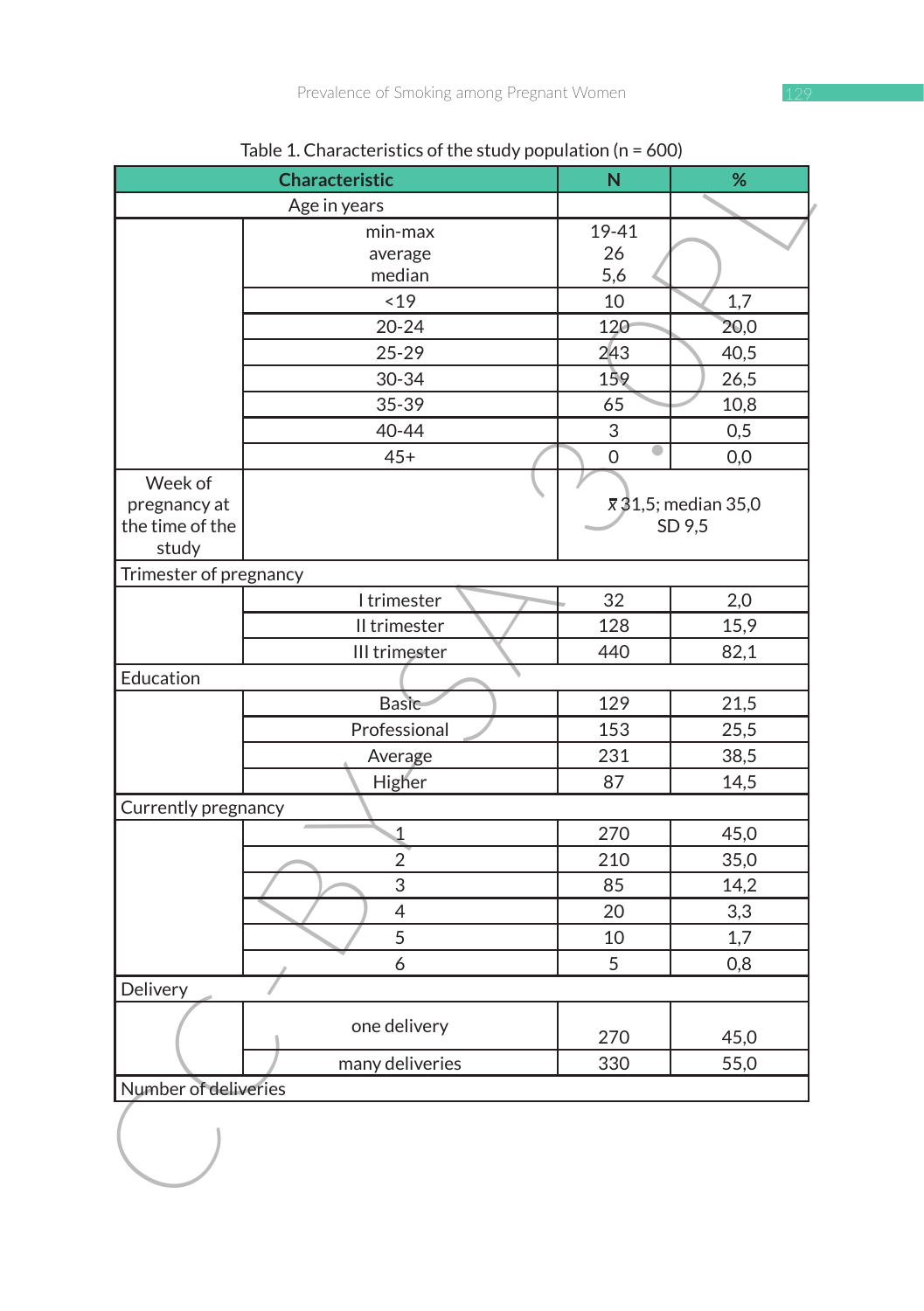Table 1. Characteristics of the study population (n = 600)

| Characteristic | | N | % |
|---|---|---|---|
| Age in years | | | |
| | min-max<br>average<br>median | 19-41<br>26<br>5,6 | |
| | <19 | 10 | 1,7 |
| | 20-24 | 120 | 20,0 |
| | 25-29 | 243 | 40,5 |
| | 30-34 | 159 | 26,5 |
| | 35-39 | 65 | 10,8 |
| | 40-44 | 3 | 0,5 |
| | 45+ | 0 | 0,0 |
| Week of pregnancy at the time of the study | | $\bar{x}$ 31,5; median 35,0<br>SD 9,5 | |
| Trimester of pregnancy | | | |
| | I trimester | 32 | 2,0 |
| | II trimester | 128 | 15,9 |
| | III trimester | 440 | 82,1 |
| Education | | | |
| | Basic | 129 | 21,5 |
| | Professional | 153 | 25,5 |
| | Average | 231 | 38,5 |
| | Higher | 87 | 14,5 |
| Currently pregnancy | | | |
| | 1 | 270 | 45,0 |
| | 2 | 210 | 35,0 |
| | 3 | 85 | 14,2 |
| | 4 | 20 | 3,3 |
| | 5 | 10 | 1,7 |
| | 6 | 5 | 0,8 |
| Delivery | | | |
| | one delivery | 270 | 45,0 |
| | many deliveries | 330 | 55,0 |
| Number of deliveries | | | |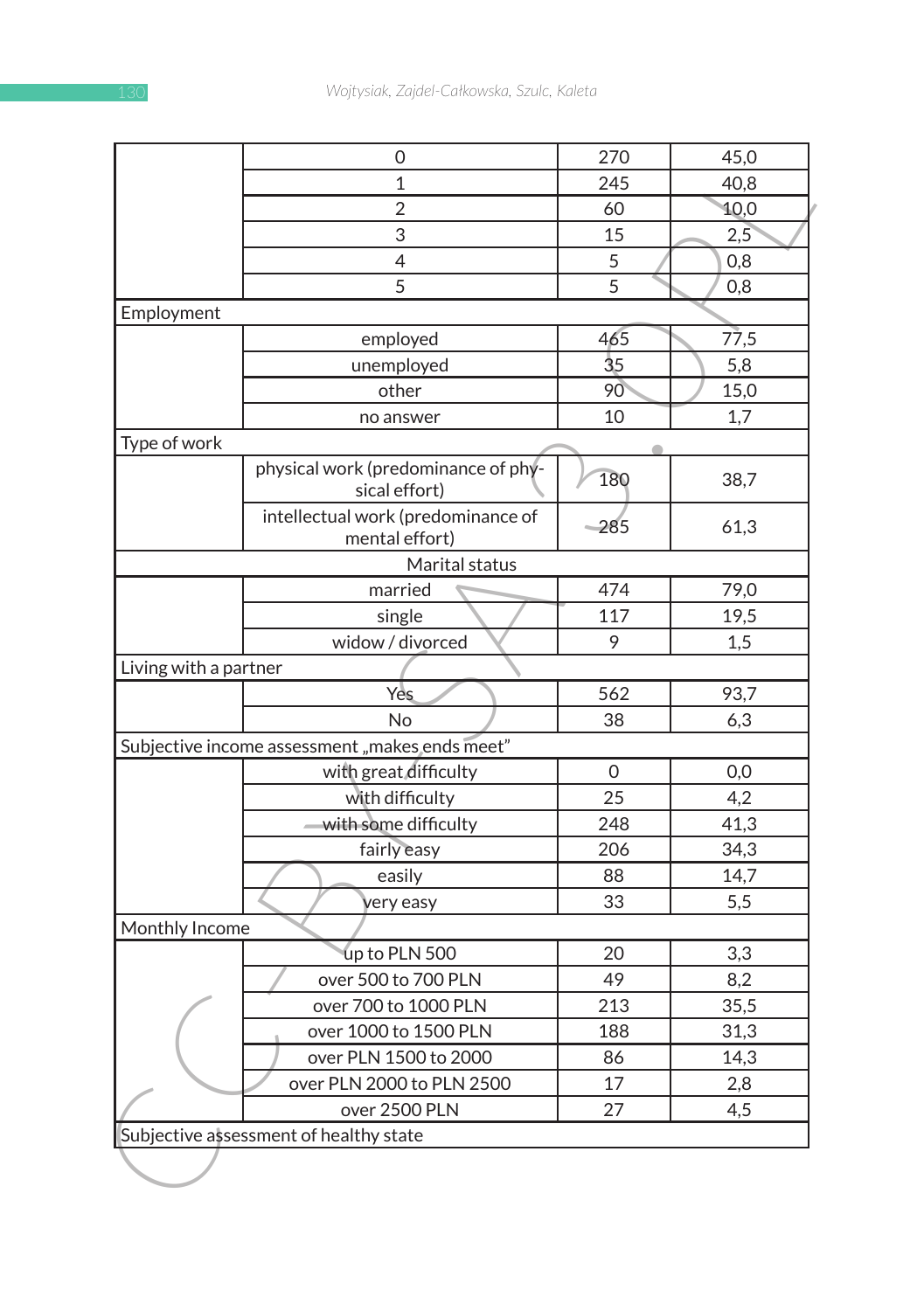| | | | |
|---|---|---|---|
| | 0 | 270 | 45,0 |
| | 1 | 245 | 40,8 |
| | 2 | 60 | 10,0 |
| | 3 | 15 | 2,5 |
| | 4 | 5 | 0,8 |
| | 5 | 5 | 0,8 |
| Employment | | | |
| | employed | 465 | 77,5 |
| | unemployed | 35 | 5,8 |
| | other | 90 | 15,0 |
| | no answer | 10 | 1,7 |
| Type of work | | | |
| | physical work (predominance of physical effort) | 180 | 38,7 |
| | intellectual work (predominance of mental effort) | 285 | 61,3 |
| | Marital status | | |
| | married | 474 | 79,0 |
| | single | 117 | 19,5 |
| | widow / divorced | 9 | 1,5 |
| Living with a partner | | | |
| | Yes | 562 | 93,7 |
| | No | 38 | 6,3 |
| Subjective income assessment „makes ends meet" | | | |
| | with great difficulty | 0 | 0,0 |
| | with difficulty | 25 | 4,2 |
| | with some difficulty | 248 | 41,3 |
| | fairly easy | 206 | 34,3 |
| | easily | 88 | 14,7 |
| | very easy | 33 | 5,5 |
| Monthly Income | | | |
| | up to PLN 500 | 20 | 3,3 |
| | over 500 to 700 PLN | 49 | 8,2 |
| | over 700 to 1000 PLN | 213 | 35,5 |
| | over 1000 to 1500 PLN | 188 | 31,3 |
| | over PLN 1500 to 2000 | 86 | 14,3 |
| | over PLN 2000 to PLN 2500 | 17 | 2,8 |
| | over 2500 PLN | 27 | 4,5 |
| Subjective assessment of healthy state | | | |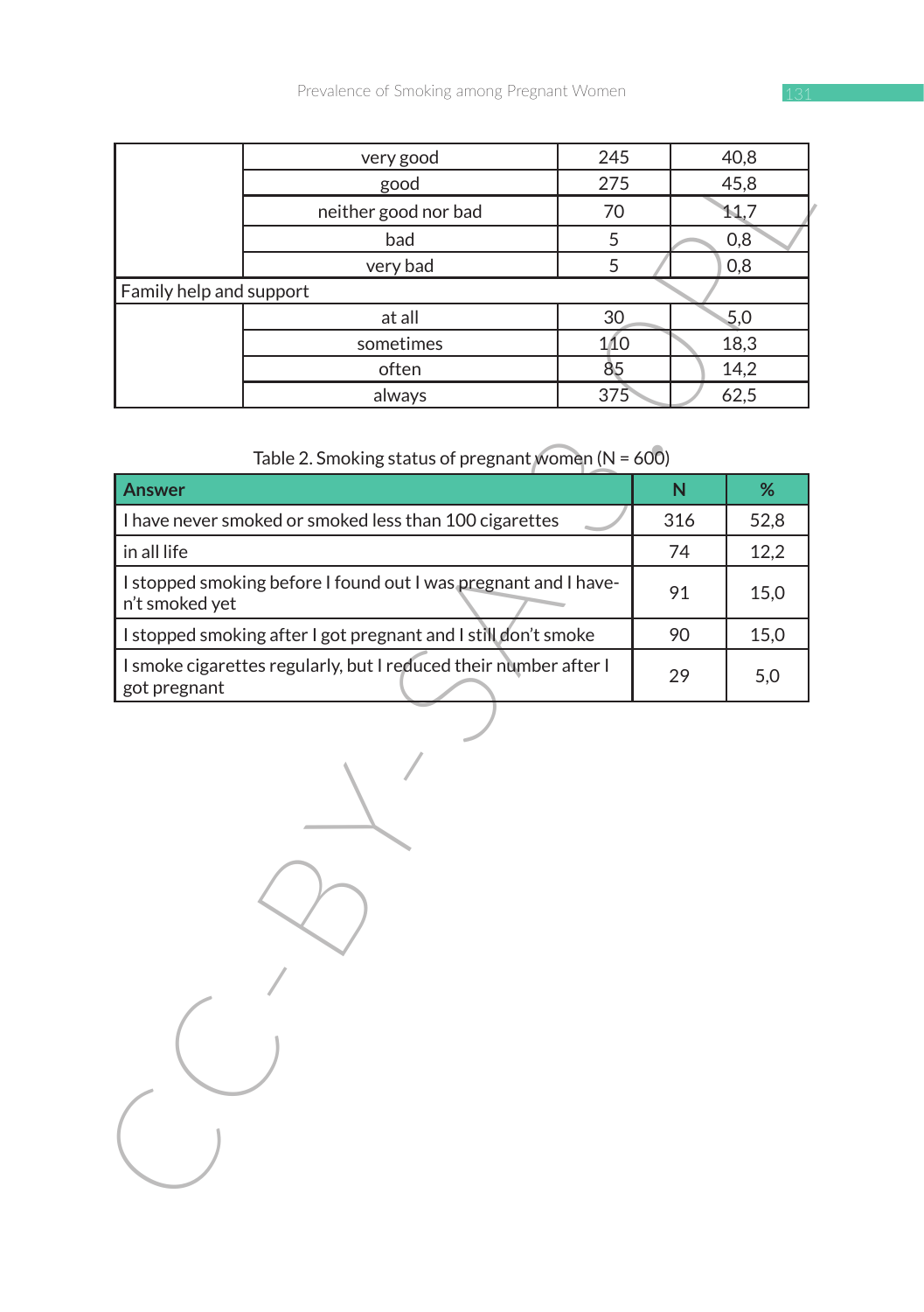| | | | |
|---|---|---|---|
| | very good | 245 | 40,8 |
| | good | 275 | 45,8 |
| | neither good nor bad | 70 | 11,7 |
| | bad | 5 | 0,8 |
| | very bad | 5 | 0,8 |
| Family help and support | | | |
| | at all | 30 | 5,0 |
| | sometimes | 110 | 18,3 |
| | often | 85 | 14,2 |
| | always | 375 | 62,5 |

Table 2. Smoking status of pregnant women (N = 600)

| Answer | N | % |
|---|---|---|
| I have never smoked or smoked less than 100 cigarettes | 316 | 52,8 |
| in all life | 74 | 12,2 |
| I stopped smoking before I found out I was pregnant and I haven't smoked yet | 91 | 15,0 |
| I stopped smoking after I got pregnant and I still don't smoke | 90 | 15,0 |
| I smoke cigarettes regularly, but I reduced their number after I got pregnant | 29 | 5,0 |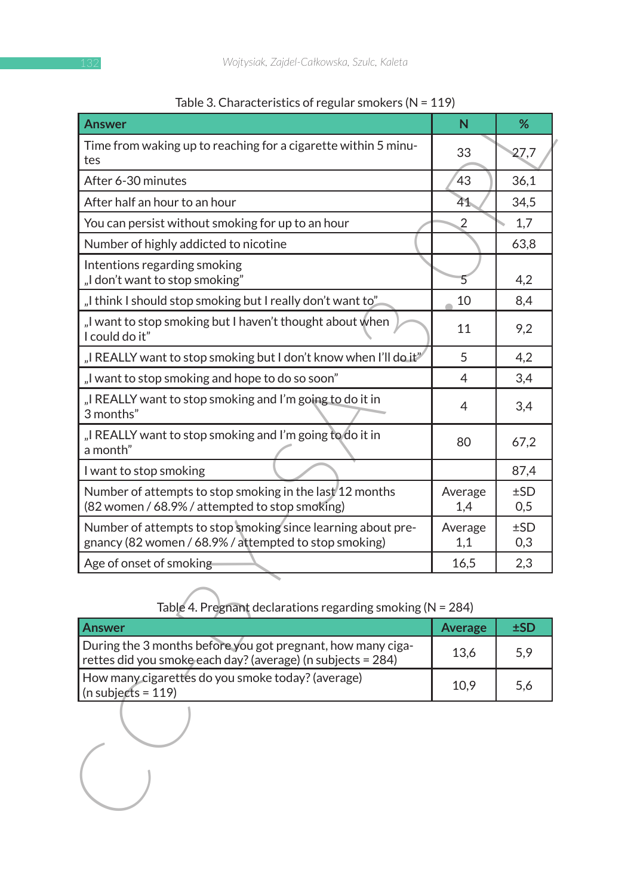Table 3. Characteristics of regular smokers (N = 119)

| Answer | N | % |
|---|---|---|
| Time from waking up to reaching for a cigarette within 5 minutes | 33 | 27,7 |
| After 6-30 minutes | 43 | 36,1 |
| After half an hour to an hour | 41 | 34,5 |
| You can persist without smoking for up to an hour | 2 | 1,7 |
| Number of highly addicted to nicotine | | 63,8 |
| Intentions regarding smoking „I don't want to stop smoking" | 5 | 4,2 |
| „I think I should stop smoking but I really don't want to" | 10 | 8,4 |
| „I want to stop smoking but I haven't thought about when I could do it" | 11 | 9,2 |
| „I REALLY want to stop smoking but I don't know when I'll do it" | 5 | 4,2 |
| „I want to stop smoking and hope to do so soon" | 4 | 3,4 |
| „I REALLY want to stop smoking and I'm going to do it in 3 months" | 4 | 3,4 |
| „I REALLY want to stop smoking and I'm going to do it in a month" | 80 | 67,2 |
| I want to stop smoking | | 87,4 |
| Number of attempts to stop smoking in the last 12 months (82 women / 68.9% / attempted to stop smoking) | Average 1,4 | ±SD 0,5 |
| Number of attempts to stop smoking since learning about pregnancy (82 women / 68.9% / attempted to stop smoking) | Average 1,1 | ±SD 0,3 |
| Age of onset of smoking | 16,5 | 2,3 |

Table 4. Pregnant declarations regarding smoking (N = 284)

| Answer | Average | ±SD |
|---|---|---|
| During the 3 months before you got pregnant, how many cigarettes did you smoke each day? (average) (n subjects = 284) | 13,6 | 5,9 |
| How many cigarettes do you smoke today? (average) (n subjects = 119) | 10,9 | 5,6 |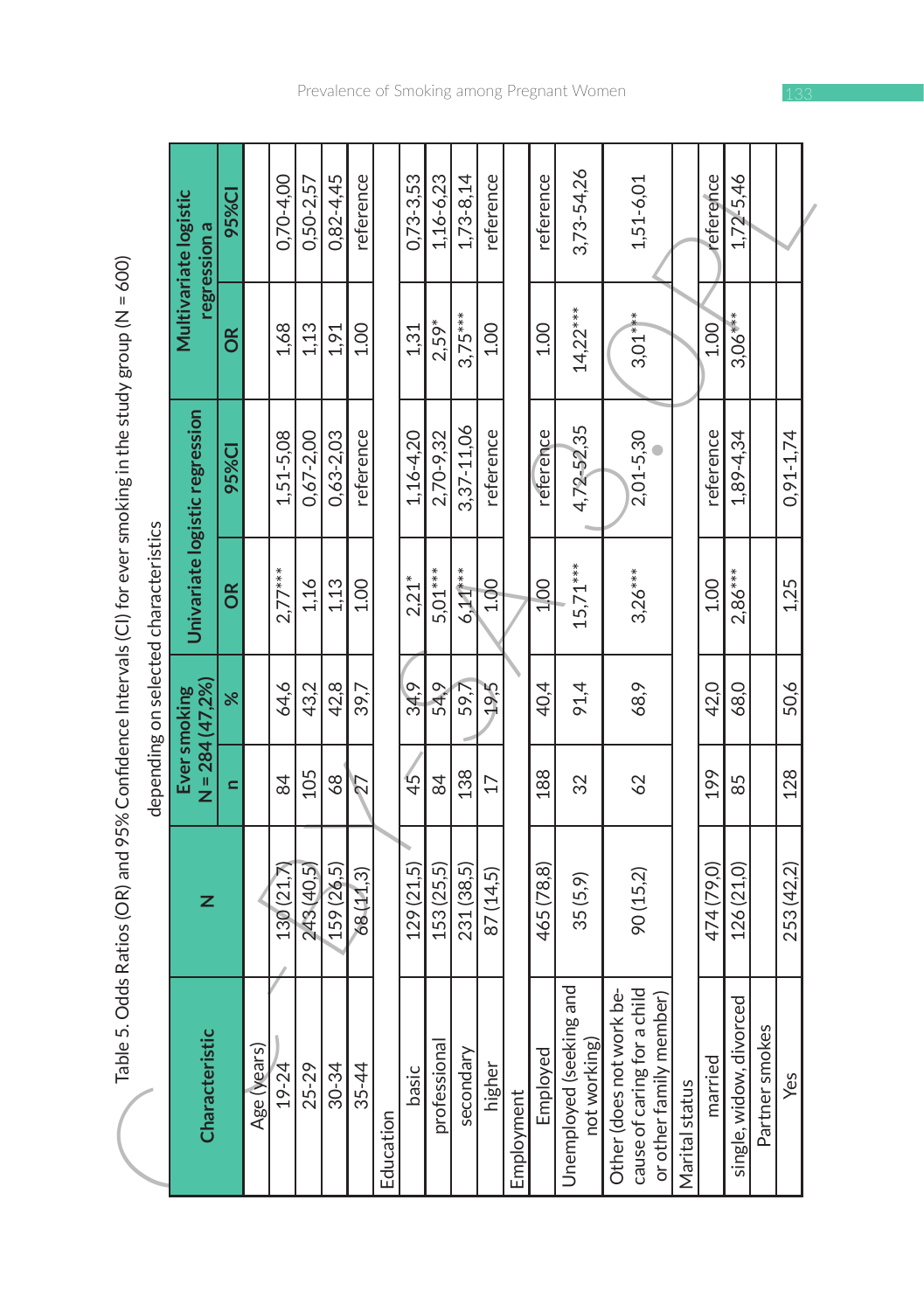Table 5. Odds Ratios (OR) and 95% Confidence Intervals (CI) for ever smoking in the study group (N = 600) depending on selected characteristics

| Characteristic | N | Ever smoking N = 284 (47,2%) | | Univariate logistic regression | | Multivariate logistic regression a | |
|---|---|---|---|---|---|---|---|
| | | n | % | OR | 95%CI | OR | 95%CI |
| Age (years) | | | | | | | |
| 19-24 | 130 (21,7) | 84 | 64,6 | 2,77*** | 1,51-5,08 | 1,68 | 0,70-4,00 |
| 25-29 | 243 (40,5) | 105 | 43,2 | 1,16 | 0,67-2,00 | 1,13 | 0,50-2,57 |
| 30-34 | 159 (26,5) | 68 | 42,8 | 1,13 | 0,63-2,03 | 1,91 | 0,82-4,45 |
| 35-44 | 68 (11,3) | 27 | 39,7 | 1.00 | reference | 1.00 | reference |
| Education | | | | | | | |
| basic | 129 (21,5) | 45 | 34,9 | 2,21* | 1,16-4,20 | 1,31 | 0,73-3,53 |
| professional | 153 (25,5) | 84 | 54,9 | 5,01*** | 2,70-9,32 | 2,59* | 1,16-6,23 |
| secondary | 231 (38,5) | 138 | 59,7 | 6,11*** | 3,37-11,06 | 3,75*** | 1,73-8,14 |
| higher | 87 (14,5) | 17 | 19,5 | 1.00 | reference | 1.00 | reference |
| Employment | | | | | | | |
| Employed | 465 (78,8) | 188 | 40,4 | 1.00 | reference | 1.00 | reference |
| Unemployed (seeking and not working) | 35 (5,9) | 32 | 91,4 | 15,71*** | 4,72-52,35 | 14,22*** | 3,73-54,26 |
| Other (does not work because of caring for a child or other family member) | 90 (15,2) | 62 | 68,9 | 3,26*** | 2,01-5,30 | 3,01*** | 1,51-6,01 |
| Marital status | | | | | | | |
| married | 474 (79,0) | 199 | 42,0 | 1.00 | reference | 1.00 | reference |
| single, widow, divorced | 126 (21,0) | 85 | 68,0 | 2,86*** | 1,89-4,34 | 3,06*** | 1,72-5,46 |
| Partner smokes | | | | | | | |
| Yes | 253 (42,2) | 128 | 50,6 | 1,25 | 0,91-1,74 | | |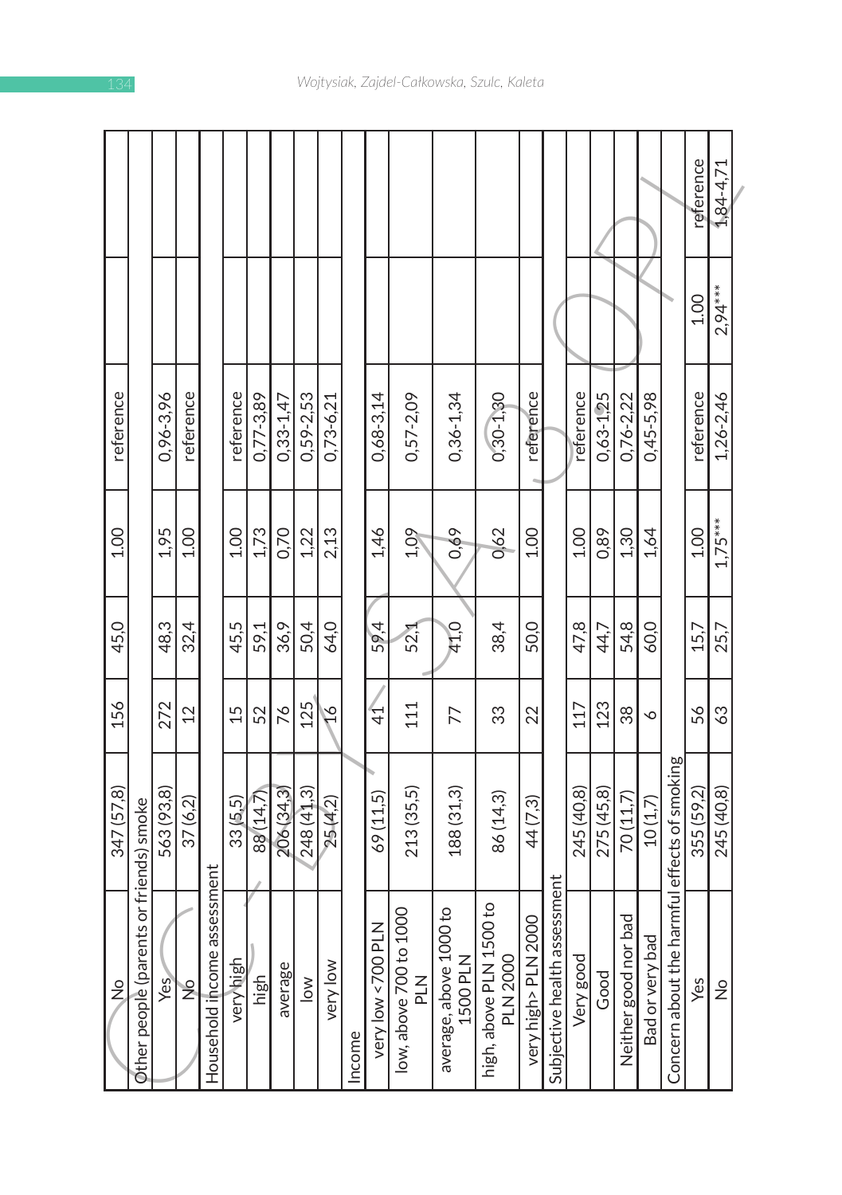| | | | | | | | |
|---|---|---|---|---|---|---|---|
| No | 347 (57,8) | 156 | 45,0 | 1.00 | reference | | |
| Other people (parents or friends) smoke | | | | | | | |
| Yes | 563 (93,8) | 272 | 48,3 | 1,95 | 0,96-3,96 | | |
| No | 37 (6,2) | 12 | 32,4 | 1.00 | reference | | |
| Household income assessment | | | | | | | |
| very high | 33 (5,5) | 15 | 45,5 | 1.00 | reference | | |
| high | 88 (14,7) | 52 | 59,1 | 1,73 | 0,77-3,89 | | |
| average | 206 (34,3) | 76 | 36,9 | 0,70 | 0,33-1,47 | | |
| low | 248 (41,3) | 125 | 50,4 | 1,22 | 0,59-2,53 | | |
| very low | 25 (4,2) | 16 | 64,0 | 2,13 | 0,73-6,21 | | |
| Income | | | | | | | |
| very low <700 PLN | 69 (11,5) | 41 | 59,4 | 1,46 | 0,68-3,14 | | |
| low, above 700 to 1000 PLN | 213 (35,5) | 111 | 52,1 | 1,09 | 0,57-2,09 | | |
| average, above 1000 to 1500 PLN | 188 (31,3) | 77 | 41,0 | 0,69 | 0,36-1,34 | | |
| high, above PLN 1500 to PLN 2000 | 86 (14,3) | 33 | 38,4 | 0,62 | 0,30-1,30 | | |
| very high> PLN 2000 | 44 (7,3) | 22 | 50,0 | 1.00 | reference | | |
| Subjective health assessment | | | | | | | |
| Very good | 245 (40,8) | 117 | 47,8 | 1.00 | reference | | |
| Good | 275 (45,8) | 123 | 44,7 | 0,89 | 0,63-1,25 | | |
| Neither good nor bad | 70 (11,7) | 38 | 54,8 | 1,30 | 0,76-2,22 | | |
| Bad or very bad | 10 (1,7) | 6 | 60,0 | 1,64 | 0,45-5,98 | | |
| Concern about the harmful effects of smoking | | | | | | | |
| Yes | 355 (59,2) | 56 | 15,7 | 1.00 | reference | 1.00 | reference |
| No | 245 (40,8) | 63 | 25,7 | 1,75*** | 1,26-2,46 | 2,94*** | 1,84-4,71 |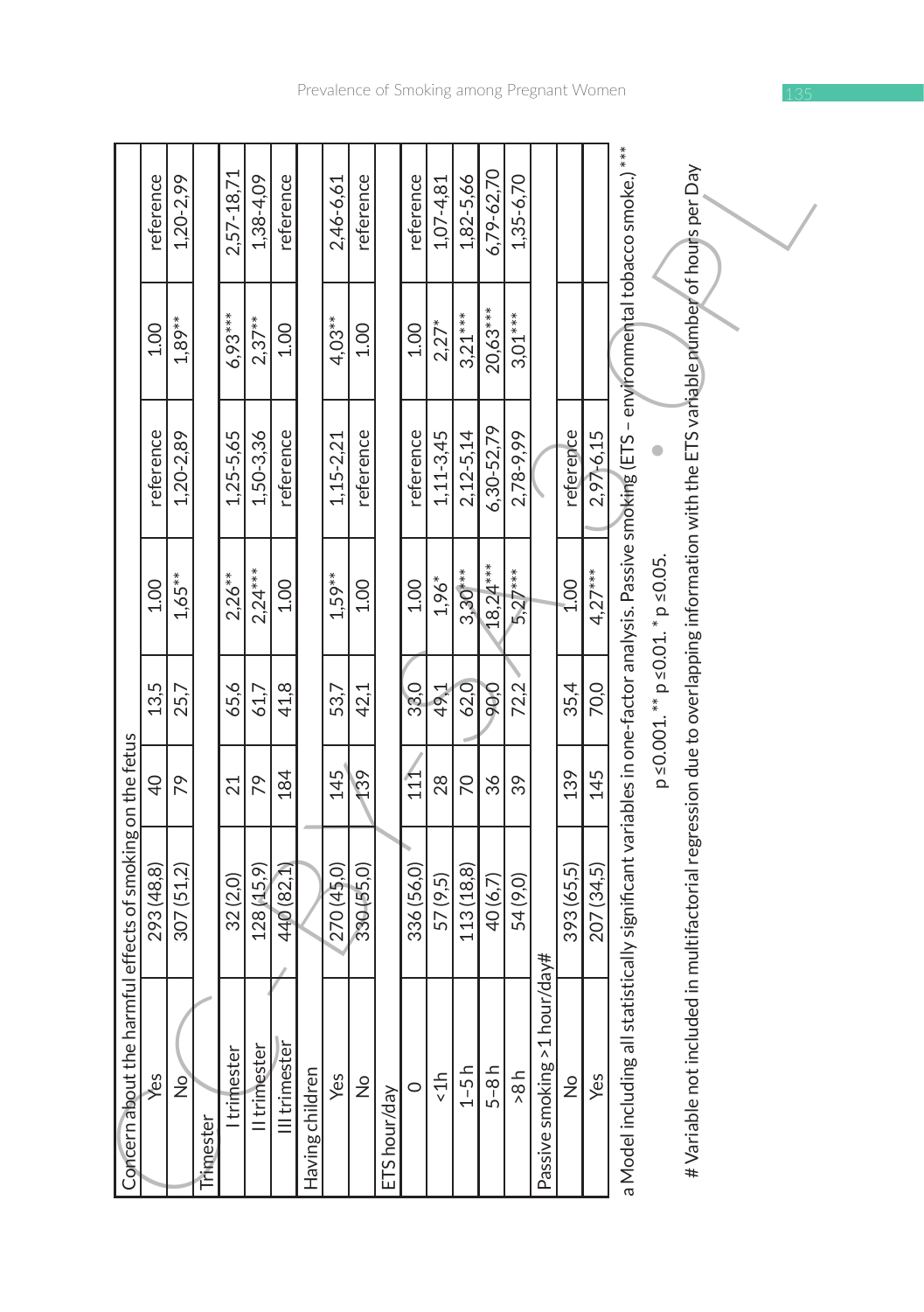| | | | | | | | |
|---|---|---|---|---|---|---|---|
| Concern about the harmful effects of smoking on the fetus | | | | | | | |
| Yes | 293 (48,8) | 40 | 13,5 | 1.00 | reference | 1.00 | reference |
| No | 307 (51,2) | 79 | 25,7 | 1,65** | 1,20-2,89 | 1,89** | 1,20-2,99 |
| Trimester | | | | | | | |
| I trimester | 32 (2,0) | 21 | 65,6 | 2,26** | 1,25-5,65 | 6,93*** | 2,57-18,71 |
| II trimester | 128 (15,9) | 79 | 61,7 | 2,24*** | 1,50-3,36 | 2,37** | 1,38-4,09 |
| III trimester | 440 (82,1) | 184 | 41,8 | 1.00 | reference | 1.00 | reference |
| Having children | | | | | | | |
| Yes | 270 (45,0) | 145 | 53,7 | 1,59** | 1,15-2,21 | 4,03** | 2,46-6,61 |
| No | 330 (55,0) | 139 | 42,1 | 1.00 | reference | 1.00 | reference |
| ETS hour/day | | | | | | | |
| 0 | 336 (56,0) | 111 | 33,0 | 1.00 | reference | 1.00 | reference |
| <1h | 57 (9,5) | 28 | 49,1 | 1,96* | 1,11-3,45 | 2,27* | 1,07-4,81 |
| 1–5 h | 113 (18,8) | 70 | 62,0 | 3,30*** | 2,12-5,14 | 3,21*** | 1,82-5,66 |
| 5–8 h | 40 (6,7) | 36 | 90,0 | 18,24*** | 6,30-52,79 | 20,63*** | 6,79-62,70 |
| >8 h | 54 (9,0) | 39 | 72,2 | 5,27*** | 2,78-9,99 | 3,01*** | 1,35-6,70 |
| Passive smoking >1 hour/day# | | | | | | | |
| No | 393 (65,5) | 139 | 35,4 | 1.00 | reference | | |
| Yes | 207 (34,5) | 145 | 70,0 | 4,27*** | 2,97-6,15 | | |

a Model including all statistically significant variables in one-factor analysis. Passive smoking (ETS – environmental tobacco smoke.) ***

p ≤0.001. ** p ≤0.01. * p ≤0.05.

# Variable not included in multifactorial regression due to overlapping information with the ETS variable number of hours per Day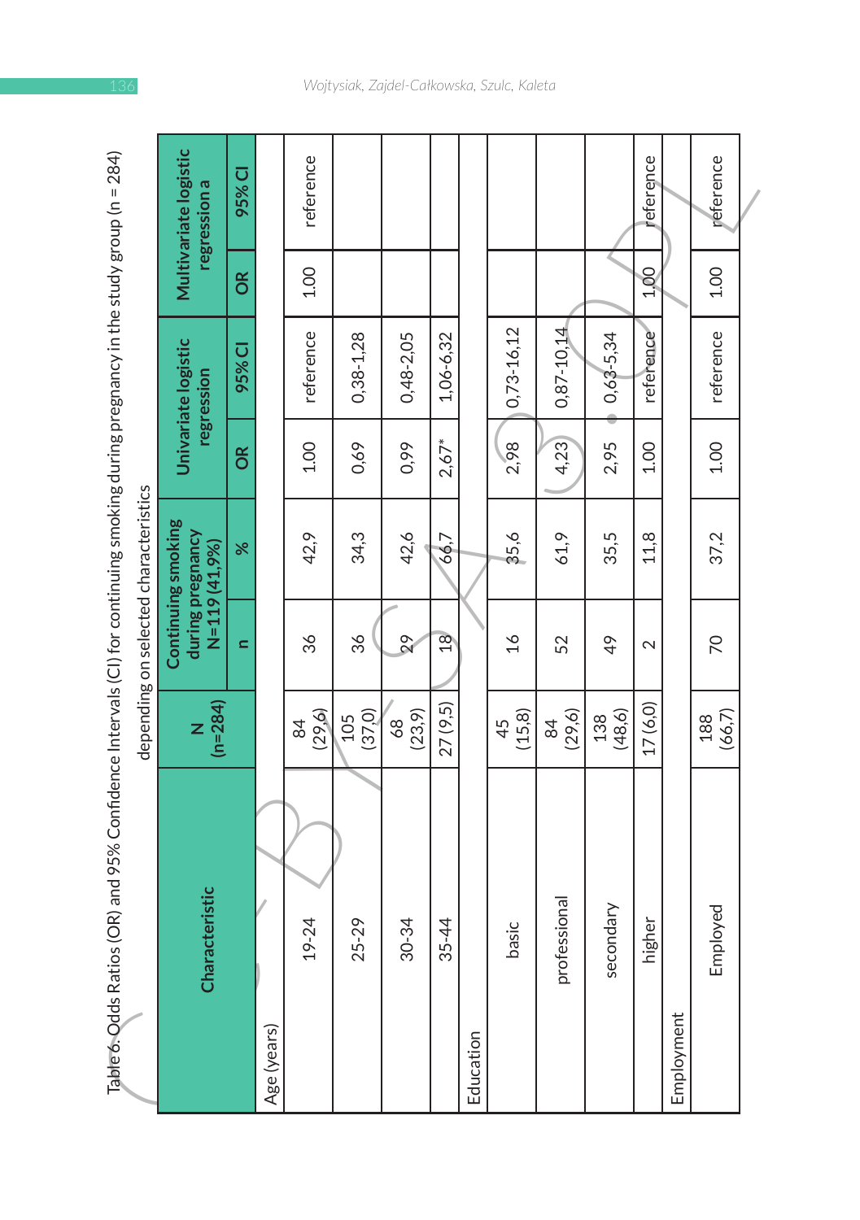Table 6. Odds Ratios (OR) and 95% Confidence Intervals (CI) for continuing smoking during pregnancy in the study group (n = 284) depending on selected characteristics

| Characteristic | N (n=284) | Continuing smoking during pregnancy N=119 (41,9%) | | Univariate logistic regression | | Multivariate logistic regression a | |
|---|---|---|---|---|---|---|---|
| | | n | % | OR | 95% CI | OR | 95% CI |
| Age (years) | | | | | | | |
| 19-24 | 84 (29,6) | 36 | 42,9 | 1.00 | reference | 1.00 | reference |
| 25-29 | 105 (37,0) | 36 | 34,3 | 0,69 | 0,38-1,28 | | |
| 30-34 | 68 (23,9) | 29 | 42,6 | 0,99 | 0,48-2,05 | | |
| 35-44 | 27 (9,5) | 18 | 66,7 | 2,67* | 1,06-6,32 | | |
| Education | | | | | | | |
| basic | 45 (15,8) | 16 | 35,6 | 2,98 | 0,73-16,12 | | |
| professional | 84 (29,6) | 52 | 61,9 | 4,23 | 0,87-10,14 | | |
| secondary | 138 (48,6) | 49 | 35,5 | 2,95 | 0,63-5,34 | | |
| higher | 17 (6,0) | 2 | 11,8 | 1.00 | reference | 1.00 | reference |
| Employment | | | | | | | |
| Employed | 188 (66,7) | 70 | 37,2 | 1.00 | reference | 1.00 | reference |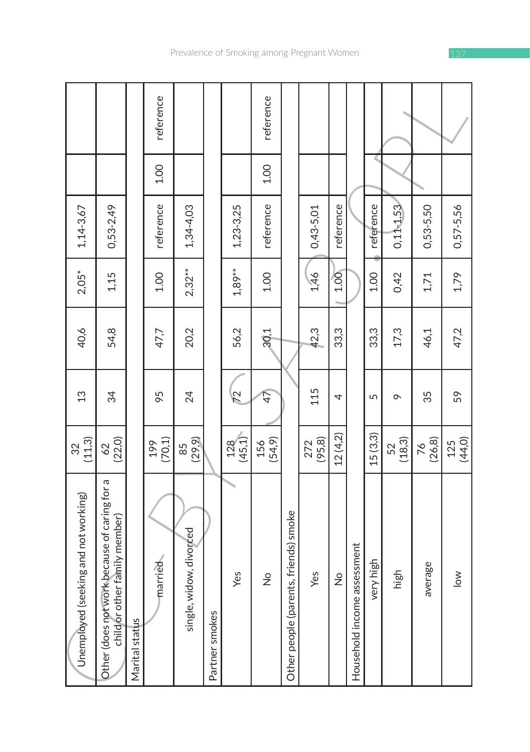| | | | | | | | |
|---|---|---|---|---|---|---|---|
| Unemployed (seeking and not working) | 32 (11,3) | 13 | 40,6 | 2,05* | 1,14-3,67 | | |
| Other (does not work because of caring for a child or other family member) | 62 (22,0) | 34 | 54,8 | 1,15 | 0,53-2,49 | | |
| Marital status | | | | | | | |
| married | 199 (70,1) | 95 | 47,7 | 1.00 | reference | 1.00 | reference |
| single, widow, divorced | 85 (29,9) | 24 | 20,2 | 2,32** | 1,34-4,03 | | |
| Partner smokes | | | | | | | |
| Yes | 128 (45,1) | 72 | 56,2 | 1,89** | 1,23-3,25 | | |
| No | 156 (54,9) | 47 | 30,1 | 1.00 | reference | 1.00 | reference |
| Other people (parents, friends) smoke | | | | | | | |
| Yes | 272 (95,8) | 115 | 42,3 | 1,46 | 0,43-5,01 | | |
| No | 12 (4,2) | 4 | 33,3 | 1.00 | reference | | |
| Household income assessment | | | | | | | |
| very high | 15 (3,3) | 5 | 33,3 | 1.00 | reference | | |
| high | 52 (18,3) | 9 | 17,3 | 0,42 | 0,11-1,53 | | |
| average | 76 (26,8) | 35 | 46,1 | 1,71 | 0,53-5,50 | | |
| low | 125 (44,0) | 59 | 47,2 | 1,79 | 0,57-5,56 | | |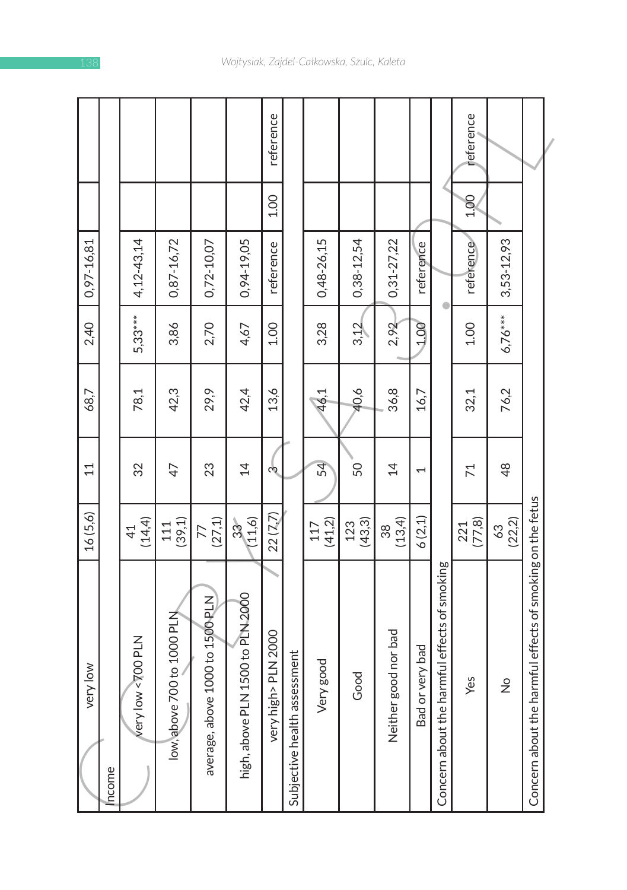| | | | | | | | |
|---|---|---|---|---|---|---|---|
| very low | 16 (5,6) | 11 | 68,7 | 2,40 | 0,97-16,81 | | |
| Income | | | | | | | |
| very low <700 PLN | 41 (14,4) | 32 | 78,1 | 5,33*** | 4,12-43,14 | | |
| low, above 700 to 1000 PLN | 111 (39,1) | 47 | 42,3 | 3,86 | 0,87-16,72 | | |
| average, above 1000 to 1500 PLN | 77 (27,1) | 23 | 29,9 | 2,70 | 0,72-10,07 | | |
| high, above PLN 1500 to PLN 2000 | 33 (11,6) | 14 | 42,4 | 4,67 | 0,94-19,05 | | |
| very high> PLN 2000 | 22 (7,7) | 3 | 13,6 | 1.00 | reference | 1.00 | reference |
| Subjective health assessment | | | | | | | |
| Very good | 117 (41,2) | 54 | 46,1 | 3,28 | 0,48-26,15 | | |
| Good | 123 (43,3) | 50 | 40,6 | 3,12 | 0,38-12,54 | | |
| Neither good nor bad | 38 (13,4) | 14 | 36,8 | 2,92 | 0,31-27,22 | | |
| Bad or very bad | 6 (2,1) | 1 | 16,7 | 1,00 | reference | | |
| Concern about the harmful effects of smoking | | | | | | | |
| Yes | 221 (77,8) | 71 | 32,1 | 1.00 | reference | 1.00 | reference |
| No | 63 (22,2) | 48 | 76,2 | 6,76*** | 3,53-12,93 | | |
| Concern about the harmful effects of smoking on the fetus | | | | | | | |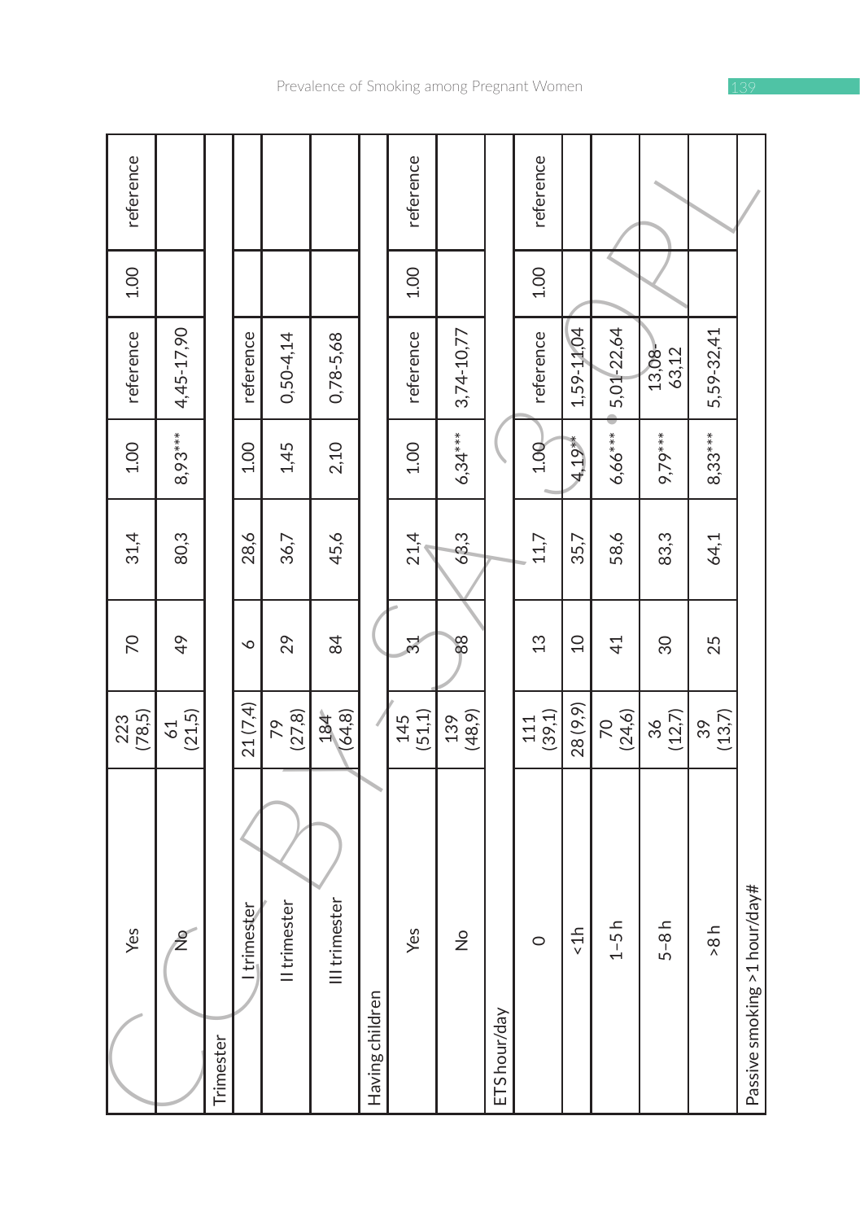| | | | | | | | | |
|---|---|---|---|---|---|---|---|---|
| | Yes | 223 (78,5) | 70 | 31,4 | 1.00 | reference | 1.00 | reference |
| | No | 61 (21,5) | 49 | 80,3 | 8,93*** | 4,45-17,90 | | |
| Trimester | | | | | | | | |
| | I trimester | 21 (7,4) | 6 | 28,6 | 1.00 | reference | | |
| | II trimester | 79 (27,8) | 29 | 36,7 | 1,45 | 0,50-4,14 | | |
| | III trimester | 184 (64,8) | 84 | 45,6 | 2,10 | 0,78-5,68 | | |
| Having children | | | | | | | | |
| | Yes | 145 (51,1) | 31 | 21,4 | 1.00 | reference | 1.00 | reference |
| | No | 139 (48,9) | 88 | 63,3 | 6,34*** | 3,74-10,77 | | |
| ETS hour/day | | | | | | | | |
| | 0 | 111 (39,1) | 13 | 11,7 | 1.00 | reference | 1.00 | reference |
| | <1h | 28 (9,9) | 10 | 35,7 | 4,19** | 1,59-11,04 | | |
| | 1–5 h | 70 (24,6) | 41 | 58,6 | 6,66*** | 5,01-22,64 | | |
| | 5–8 h | 36 (12,7) | 30 | 83,3 | 9,79*** | 13,08-63,12 | | |
| | >8 h | 39 (13,7) | 25 | 64,1 | 8,33*** | 5,59-32,41 | | |
| Passive smoking >1 hour/day# | | | | | | | | |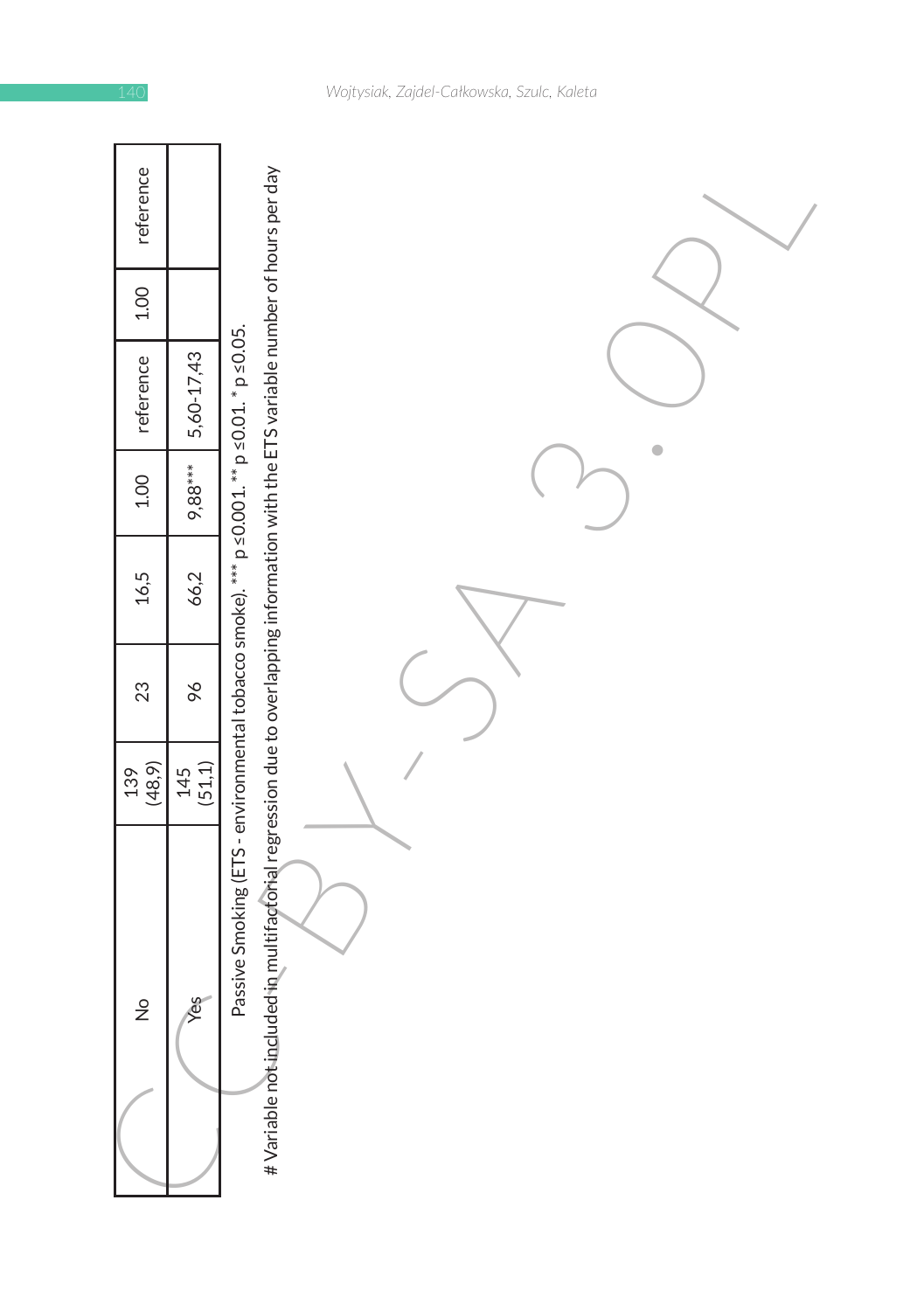| | | | | | | | |
|---|---|---|---|---|---|---|---|
| No | 139 (48,9) | 23 | 16,5 | 1.00 | reference | 1.00 | reference |
| Yes | 145 (51,1) | 96 | 66,2 | 9,88*** | 5,60-17,43 | | |

Passive Smoking (ETS - environmental tobacco smoke). *** p ≤0.001. ** p ≤0.01. * p ≤0.05.

# Variable not included in multifactorial regression due to overlapping information with the ETS variable number of hours per day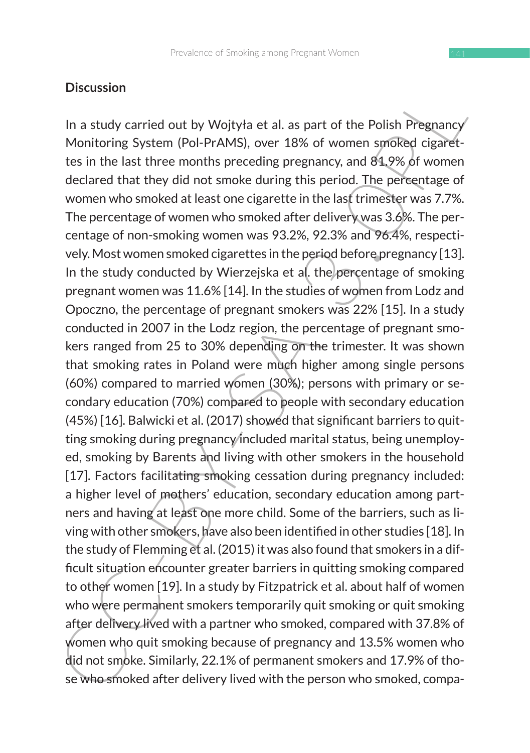## Discussion

In a study carried out by Wojtyła et al. as part of the Polish Pregnancy Monitoring System (Pol-PrAMS), over 18% of women smoked cigarettes in the last three months preceding pregnancy, and 81.9% of women declared that they did not smoke during this period. The percentage of women who smoked at least one cigarette in the last trimester was 7.7%. The percentage of women who smoked after delivery was 3.6%. The percentage of non-smoking women was 93.2%, 92.3% and 96.4%, respectively. Most women smoked cigarettes in the period before pregnancy [13]. In the study conducted by Wierzejska et al. the percentage of smoking pregnant women was 11.6% [14]. In the studies of women from Lodz and Opoczno, the percentage of pregnant smokers was 22% [15]. In a study conducted in 2007 in the Lodz region, the percentage of pregnant smokers ranged from 25 to 30% depending on the trimester. It was shown that smoking rates in Poland were much higher among single persons (60%) compared to married women (30%); persons with primary or secondary education (70%) compared to people with secondary education (45%) [16]. Balwicki et al. (2017) showed that significant barriers to quitting smoking during pregnancy included marital status, being unemployed, smoking by Barents and living with other smokers in the household [17]. Factors facilitating smoking cessation during pregnancy included: a higher level of mothers' education, secondary education among partners and having at least one more child. Some of the barriers, such as living with other smokers, have also been identified in other studies [18]. In the study of Flemming et al. (2015) it was also found that smokers in a difficult situation encounter greater barriers in quitting smoking compared to other women [19]. In a study by Fitzpatrick et al. about half of women who were permanent smokers temporarily quit smoking or quit smoking after delivery lived with a partner who smoked, compared with 37.8% of women who quit smoking because of pregnancy and 13.5% women who did not smoke. Similarly, 22.1% of permanent smokers and 17.9% of those who smoked after delivery lived with the person who smoked, compa-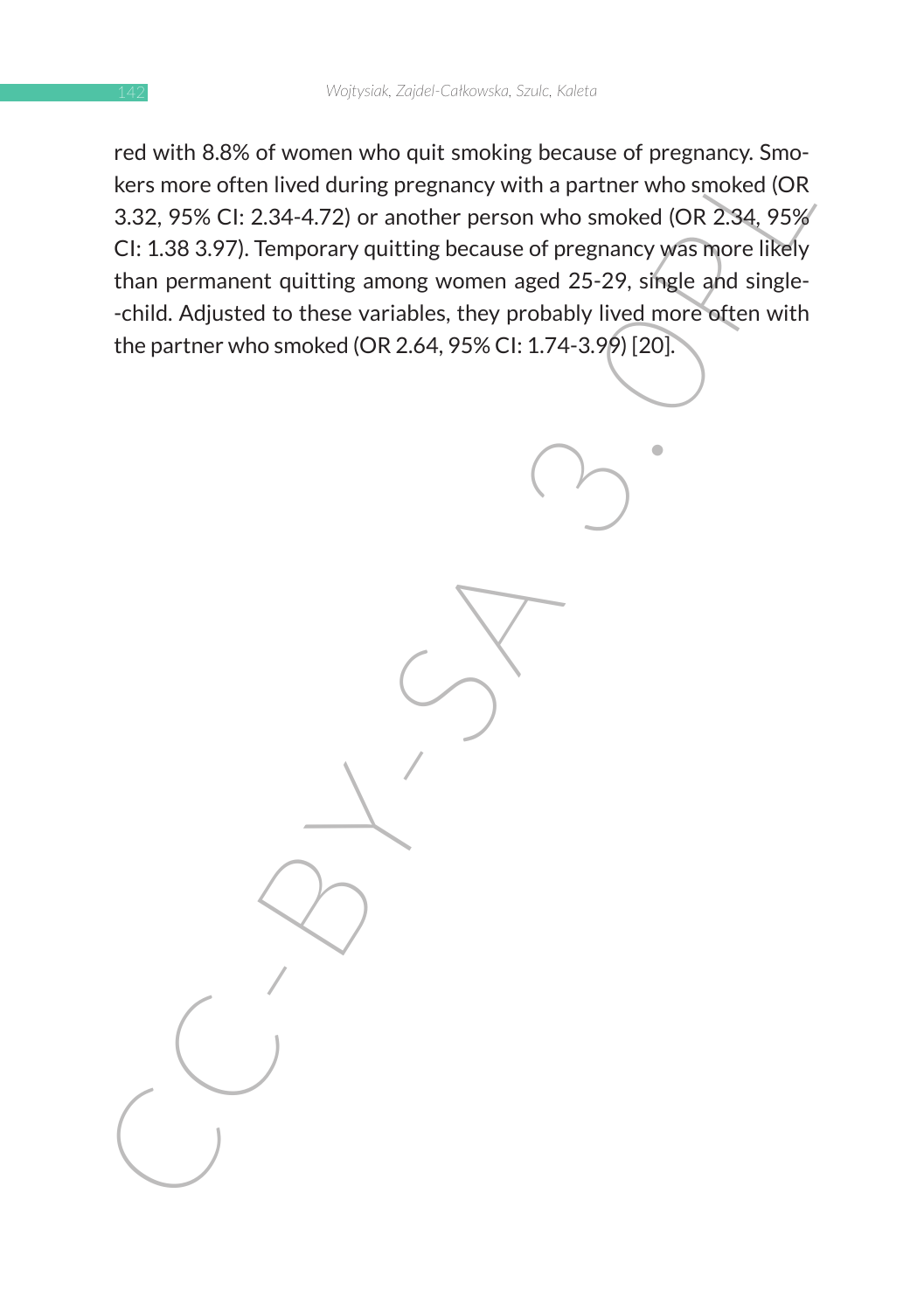red with 8.8% of women who quit smoking because of pregnancy. Smokers more often lived during pregnancy with a partner who smoked (OR 3.32, 95% CI: 2.34-4.72) or another person who smoked (OR 2.34, 95% CI: 1.38 3.97). Temporary quitting because of pregnancy was more likely than permanent quitting among women aged 25-29, single and single-child. Adjusted to these variables, they probably lived more often with the partner who smoked (OR 2.64, 95% CI: 1.74-3.99) [20].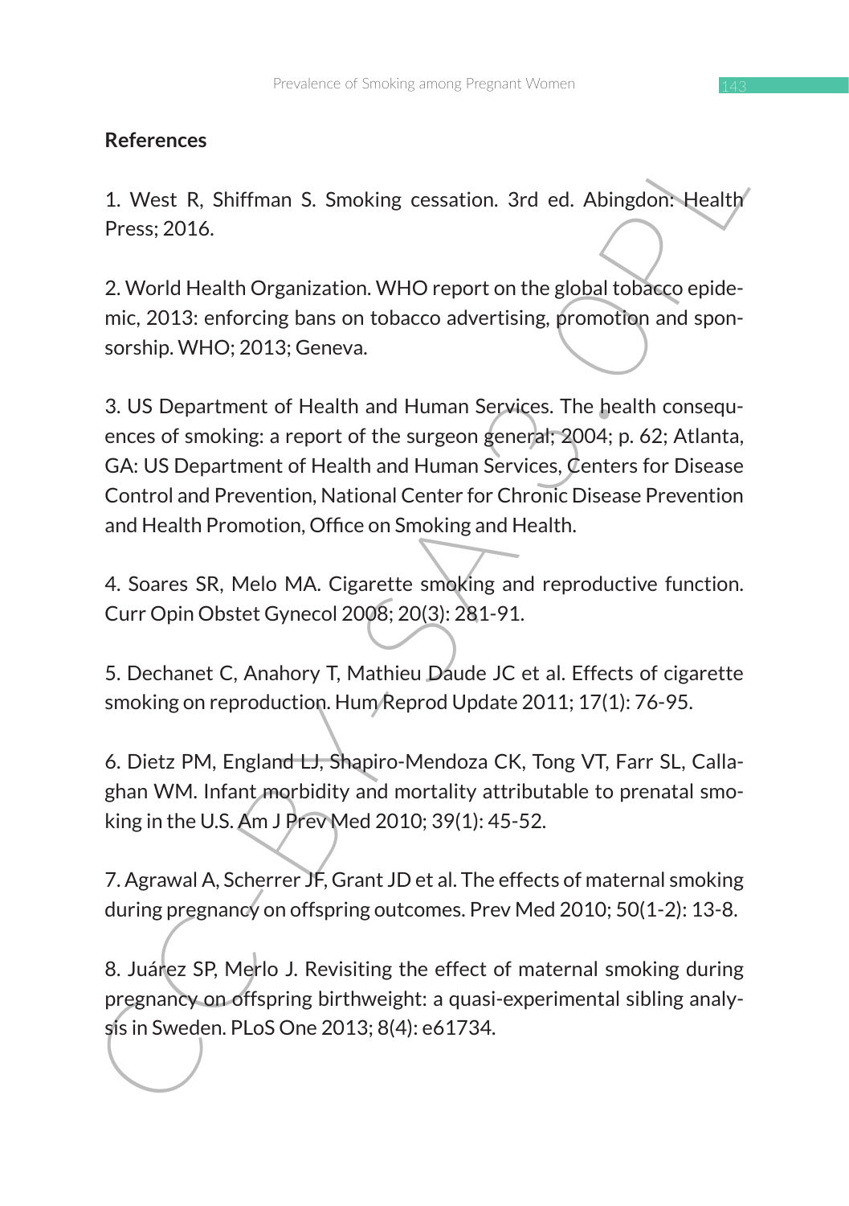**References**

1. West R, Shiffman S. Smoking cessation. 3rd ed. Abingdon: Health Press; 2016.

2. World Health Organization. WHO report on the global tobacco epidemic, 2013: enforcing bans on tobacco advertising, promotion and sponsorship. WHO; 2013; Geneva.

3. US Department of Health and Human Services. The health consequences of smoking: a report of the surgeon general; 2004; p. 62; Atlanta, GA: US Department of Health and Human Services, Centers for Disease Control and Prevention, National Center for Chronic Disease Prevention and Health Promotion, Office on Smoking and Health.

4. Soares SR, Melo MA. Cigarette smoking and reproductive function. Curr Opin Obstet Gynecol 2008; 20(3): 281-91.

5. Dechanet C, Anahory T, Mathieu Daude JC et al. Effects of cigarette smoking on reproduction. Hum Reprod Update 2011; 17(1): 76-95.

6. Dietz PM, England LJ, Shapiro-Mendoza CK, Tong VT, Farr SL, Callaghan WM. Infant morbidity and mortality attributable to prenatal smoking in the U.S. Am J Prev Med 2010; 39(1): 45-52.

7. Agrawal A, Scherrer JF, Grant JD et al. The effects of maternal smoking during pregnancy on offspring outcomes. Prev Med 2010; 50(1-2): 13-8.

8. Juárez SP, Merlo J. Revisiting the effect of maternal smoking during pregnancy on offspring birthweight: a quasi-experimental sibling analysis in Sweden. PLoS One 2013; 8(4): e61734.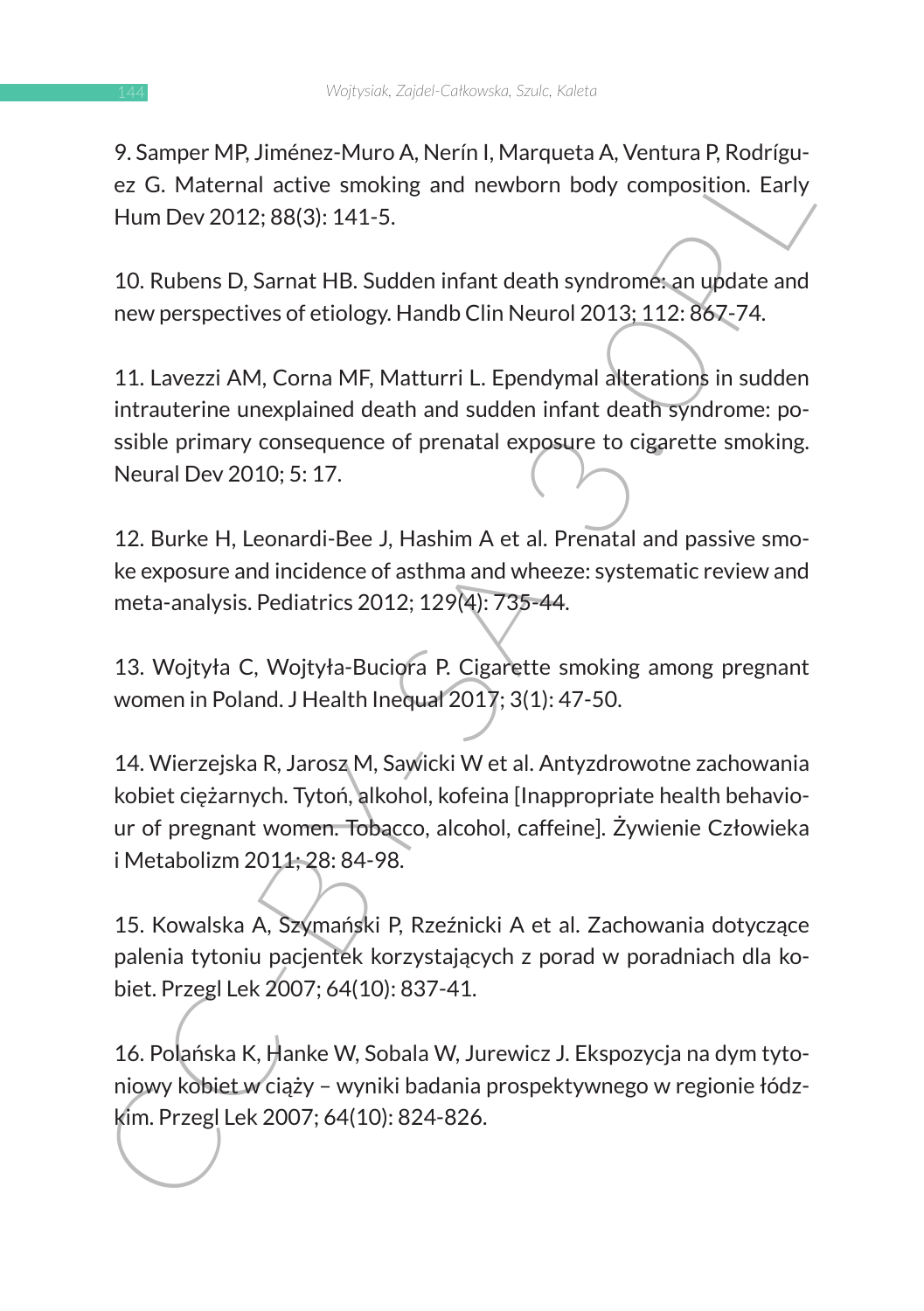9. Samper MP, Jiménez-Muro A, Nerín I, Marqueta A, Ventura P, Rodríguez G. Maternal active smoking and newborn body composition. Early Hum Dev 2012; 88(3): 141-5.

10. Rubens D, Sarnat HB. Sudden infant death syndrome: an update and new perspectives of etiology. Handb Clin Neurol 2013; 112: 867-74.

11. Lavezzi AM, Corna MF, Matturri L. Ependymal alterations in sudden intrauterine unexplained death and sudden infant death syndrome: possible primary consequence of prenatal exposure to cigarette smoking. Neural Dev 2010; 5: 17.

12. Burke H, Leonardi-Bee J, Hashim A et al. Prenatal and passive smoke exposure and incidence of asthma and wheeze: systematic review and meta-analysis. Pediatrics 2012; 129(4): 735-44.

13. Wojtyła C, Wojtyła-Buciora P. Cigarette smoking among pregnant women in Poland. J Health Inequal 2017; 3(1): 47-50.

14. Wierzejska R, Jarosz M, Sawicki W et al. Antyzdrowotne zachowania kobiet ciężarnych. Tytoń, alkohol, kofeina [Inappropriate health behaviour of pregnant women. Tobacco, alcohol, caffeine]. Żywienie Człowieka i Metabolizm 2011; 28: 84-98.

15. Kowalska A, Szymański P, Rzeźnicki A et al. Zachowania dotyczące palenia tytoniu pacjentek korzystających z porad w poradniach dla kobiet. Przegl Lek 2007; 64(10): 837-41.

16. Polańska K, Hanke W, Sobala W, Jurewicz J. Ekspozycja na dym tytoniowy kobiet w ciąży – wyniki badania prospektywnego w regionie łódzkim. Przegl Lek 2007; 64(10): 824-826.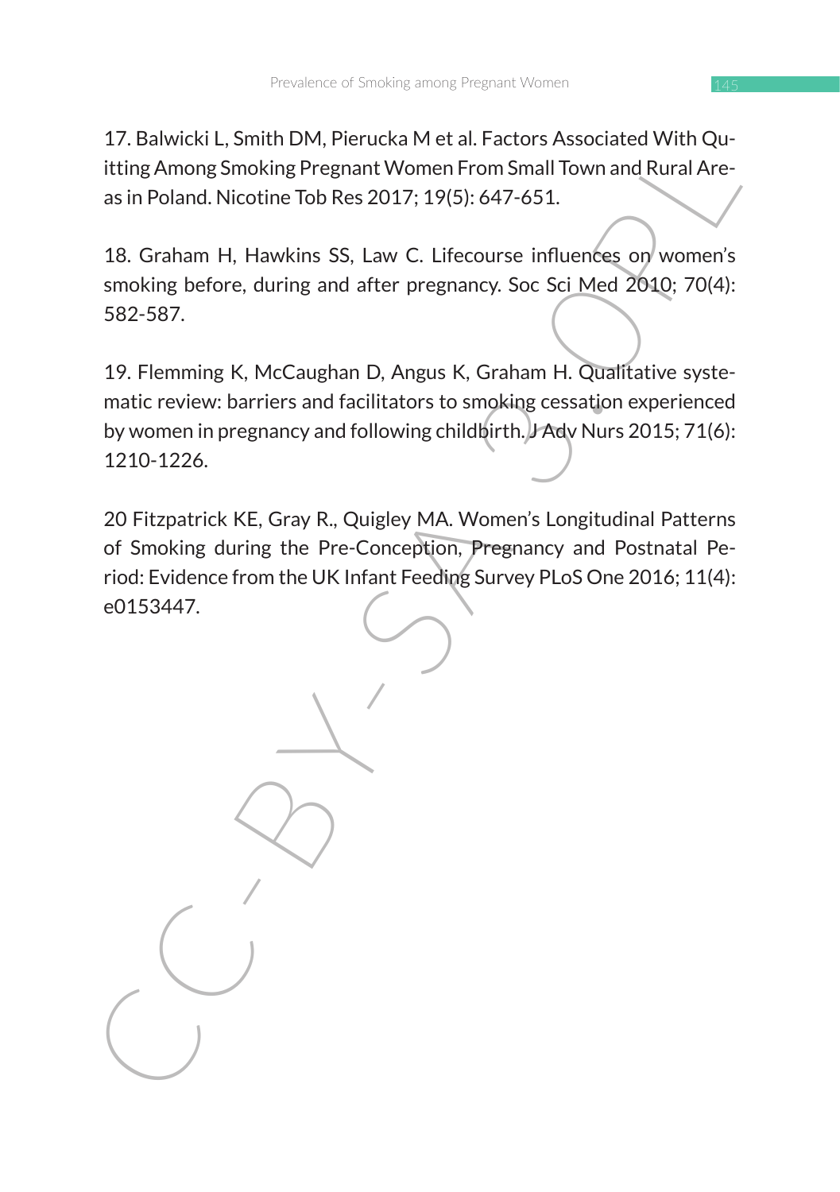17. Balwicki L, Smith DM, Pierucka M et al. Factors Associated With Quitting Among Smoking Pregnant Women From Small Town and Rural Areas in Poland. Nicotine Tob Res 2017; 19(5): 647-651.

18. Graham H, Hawkins SS, Law C. Lifecourse influences on women's smoking before, during and after pregnancy. Soc Sci Med 2010; 70(4): 582-587.

19. Flemming K, McCaughan D, Angus K, Graham H. Qualitative systematic review: barriers and facilitators to smoking cessation experienced by women in pregnancy and following childbirth. J Adv Nurs 2015; 71(6): 1210-1226.

20 Fitzpatrick KE, Gray R., Quigley MA. Women's Longitudinal Patterns of Smoking during the Pre-Conception, Pregnancy and Postnatal Period: Evidence from the UK Infant Feeding Survey PLoS One 2016; 11(4): e0153447.